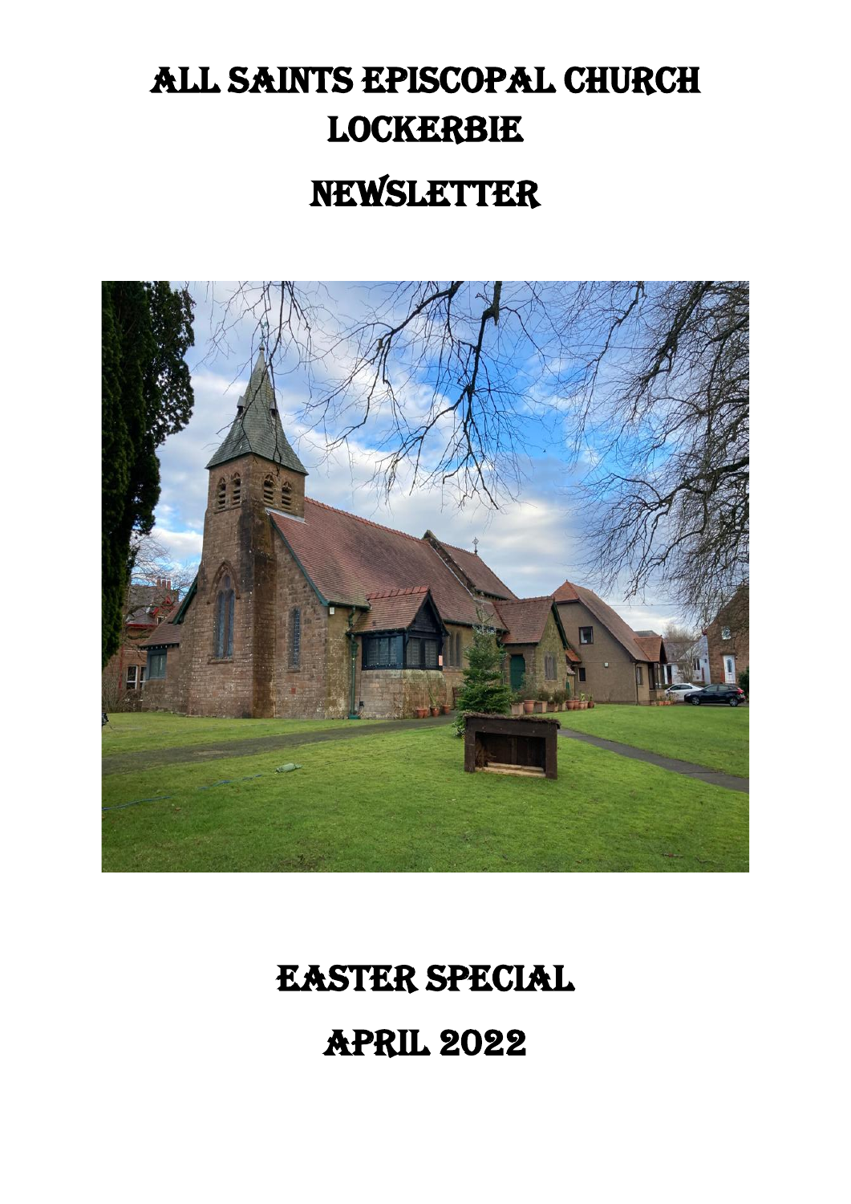# All Saints Episcopal Church Lockerbie

# Newsletter

## Easter Special

## April 2022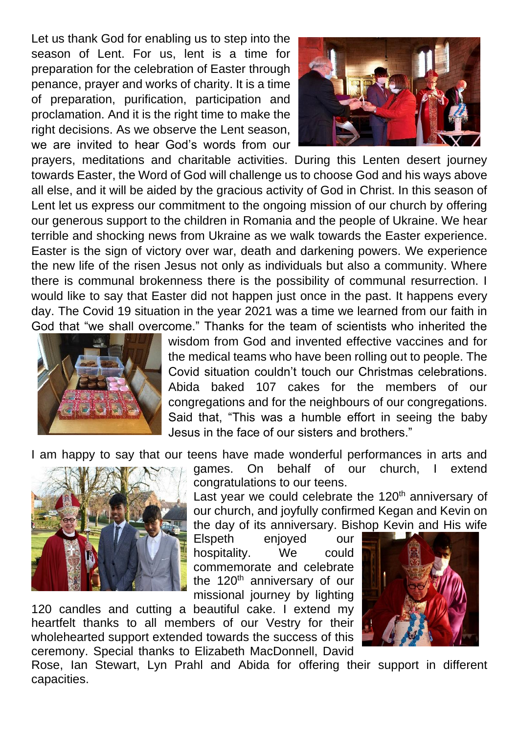Let us thank God for enabling us to step into the season of Lent. For us, lent is a time for preparation for the celebration of Easter through penance, prayer and works of charity. It is a time of preparation, purification, participation and proclamation. And it is the right time to make the right decisions. As we observe the Lent season, we are invited to hear God's words from our prayers, meditations and charitable activities. During this Lenten desert journey towards Easter, the Word of God will challenge us to choose God and his ways above all else, and it will be aided by the gracious activity of God in Christ. In this season of Lent let us express our commitment to the ongoing mission of our church by offering our generous support to the children in Romania and the people of Ukraine. We hear terrible and shocking news from Ukraine as we walk towards the Easter experience. Easter is the sign of victory over war, death and darkening powers. We experience the new life of the risen Jesus not only as individuals but also a community. Where there is communal brokenness there is the possibility of communal resurrection. I would like to say that Easter did not happen just once in the past. It happens every day. The Covid 19 situation in the year 2021 was a time we learned from our faith in God that "we shall overcome." Thanks for the team of scientists who inherited the wisdom from God and invented effective vaccines and for the medical teams who have been rolling out to people. The Covid situation couldn't touch our Christmas celebrations. Abida baked 107 cakes for the members of our congregations and for the neighbours of our congregations. Said that, "This was a humble effort in seeing the baby Jesus in the face of our sisters and brothers."

I am happy to say that our teens have made wonderful performances in arts and games. On behalf of our church, I extend congratulations to our teens.

Last year we could celebrate the 120th anniversary of our church, and joyfully confirmed Kegan and Kevin on the day of its anniversary. Bishop Kevin and His wife Elspeth enjoyed our hospitality. We could commemorate and celebrate the 120th anniversary of our missional journey by lighting 120 candles and cutting a beautiful cake. I extend my heartfelt thanks to all members of our Vestry for their wholehearted support extended towards the success of this ceremony. Special thanks to Elizabeth MacDonnell, David Rose, Ian Stewart, Lyn Prahl and Abida for offering their support in different capacities.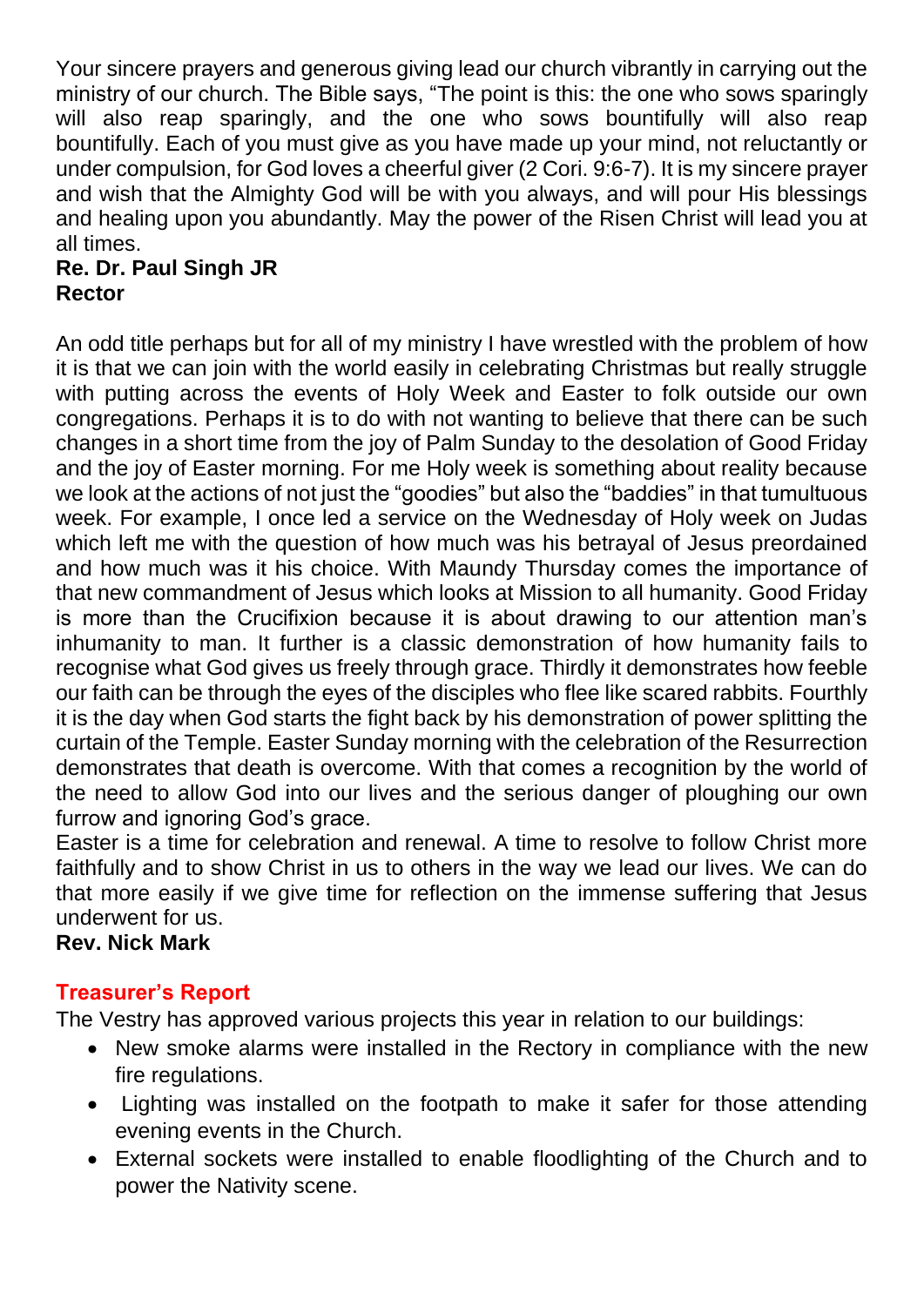Your sincere prayers and generous giving lead our church vibrantly in carrying out the ministry of our church. The Bible says, "The point is this: the one who sows sparingly will also reap sparingly, and the one who sows bountifully will also reap bountifully. Each of you must give as you have made up your mind, not reluctantly or under compulsion, for God loves a cheerful giver (2 Cori. 9:6-7). It is my sincere prayer and wish that the Almighty God will be with you always, and will pour His blessings and healing upon you abundantly. May the power of the Risen Christ will lead you at all times.

**Re. Dr. Paul Singh JR**
**Rector**

An odd title perhaps but for all of my ministry I have wrestled with the problem of how it is that we can join with the world easily in celebrating Christmas but really struggle with putting across the events of Holy Week and Easter to folk outside our own congregations. Perhaps it is to do with not wanting to believe that there can be such changes in a short time from the joy of Palm Sunday to the desolation of Good Friday and the joy of Easter morning. For me Holy week is something about reality because we look at the actions of not just the "goodies" but also the "baddies" in that tumultuous week. For example, I once led a service on the Wednesday of Holy week on Judas which left me with the question of how much was his betrayal of Jesus preordained and how much was it his choice. With Maundy Thursday comes the importance of that new commandment of Jesus which looks at Mission to all humanity. Good Friday is more than the Crucifixion because it is about drawing to our attention man's inhumanity to man. It further is a classic demonstration of how humanity fails to recognise what God gives us freely through grace. Thirdly it demonstrates how feeble our faith can be through the eyes of the disciples who flee like scared rabbits. Fourthly it is the day when God starts the fight back by his demonstration of power splitting the curtain of the Temple. Easter Sunday morning with the celebration of the Resurrection demonstrates that death is overcome. With that comes a recognition by the world of the need to allow God into our lives and the serious danger of ploughing our own furrow and ignoring God's grace.

Easter is a time for celebration and renewal. A time to resolve to follow Christ more faithfully and to show Christ in us to others in the way we lead our lives. We can do that more easily if we give time for reflection on the immense suffering that Jesus underwent for us.

**Rev. Nick Mark**

## Treasurer's Report

The Vestry has approved various projects this year in relation to our buildings:

- New smoke alarms were installed in the Rectory in compliance with the new fire regulations.
- Lighting was installed on the footpath to make it safer for those attending evening events in the Church.
- External sockets were installed to enable floodlighting of the Church and to power the Nativity scene.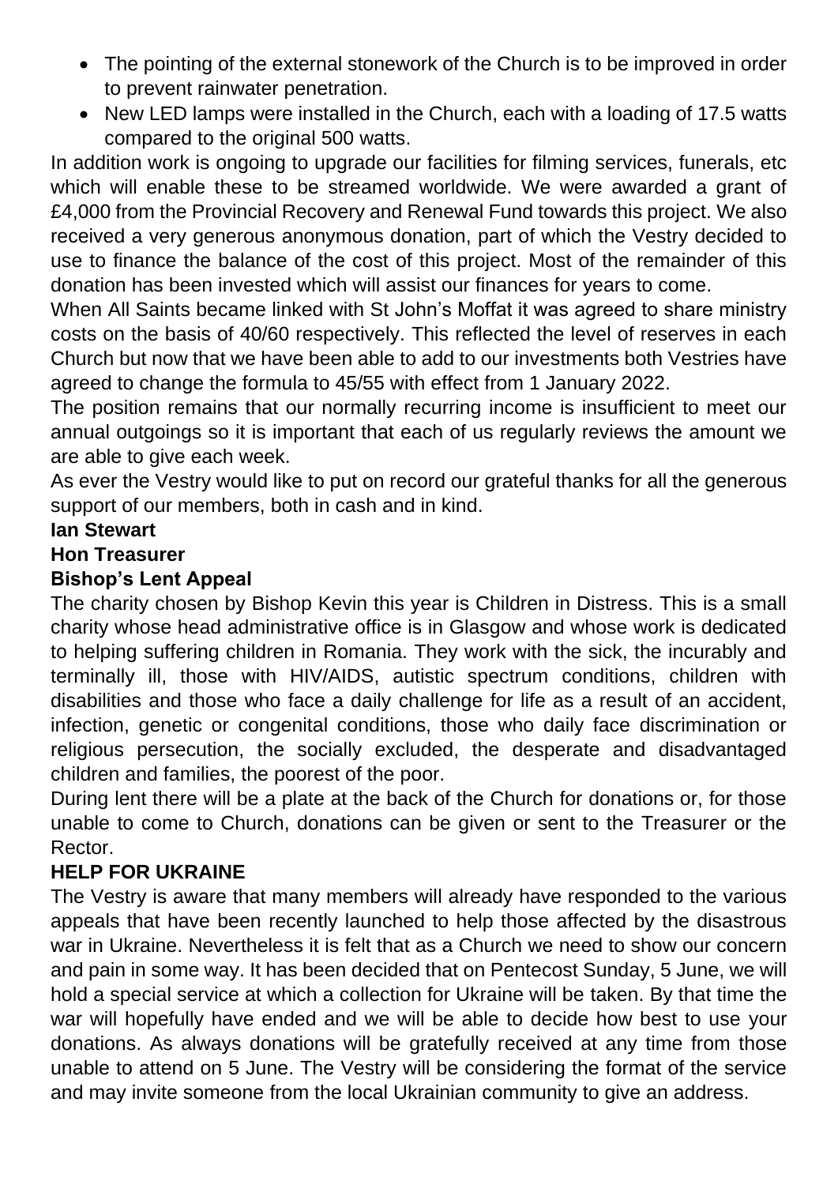- The pointing of the external stonework of the Church is to be improved in order to prevent rainwater penetration.
- New LED lamps were installed in the Church, each with a loading of 17.5 watts compared to the original 500 watts.

In addition work is ongoing to upgrade our facilities for filming services, funerals, etc which will enable these to be streamed worldwide. We were awarded a grant of £4,000 from the Provincial Recovery and Renewal Fund towards this project. We also received a very generous anonymous donation, part of which the Vestry decided to use to finance the balance of the cost of this project. Most of the remainder of this donation has been invested which will assist our finances for years to come.

When All Saints became linked with St John's Moffat it was agreed to share ministry costs on the basis of 40/60 respectively. This reflected the level of reserves in each Church but now that we have been able to add to our investments both Vestries have agreed to change the formula to 45/55 with effect from 1 January 2022.

The position remains that our normally recurring income is insufficient to meet our annual outgoings so it is important that each of us regularly reviews the amount we are able to give each week.

As ever the Vestry would like to put on record our grateful thanks for all the generous support of our members, both in cash and in kind.

**Ian Stewart**

**Hon Treasurer**

**Bishop's Lent Appeal**

The charity chosen by Bishop Kevin this year is Children in Distress. This is a small charity whose head administrative office is in Glasgow and whose work is dedicated to helping suffering children in Romania. They work with the sick, the incurably and terminally ill, those with HIV/AIDS, autistic spectrum conditions, children with disabilities and those who face a daily challenge for life as a result of an accident, infection, genetic or congenital conditions, those who daily face discrimination or religious persecution, the socially excluded, the desperate and disadvantaged children and families, the poorest of the poor.

During lent there will be a plate at the back of the Church for donations or, for those unable to come to Church, donations can be given or sent to the Treasurer or the Rector.

**HELP FOR UKRAINE**

The Vestry is aware that many members will already have responded to the various appeals that have been recently launched to help those affected by the disastrous war in Ukraine. Nevertheless it is felt that as a Church we need to show our concern and pain in some way. It has been decided that on Pentecost Sunday, 5 June, we will hold a special service at which a collection for Ukraine will be taken. By that time the war will hopefully have ended and we will be able to decide how best to use your donations. As always donations will be gratefully received at any time from those unable to attend on 5 June. The Vestry will be considering the format of the service and may invite someone from the local Ukrainian community to give an address.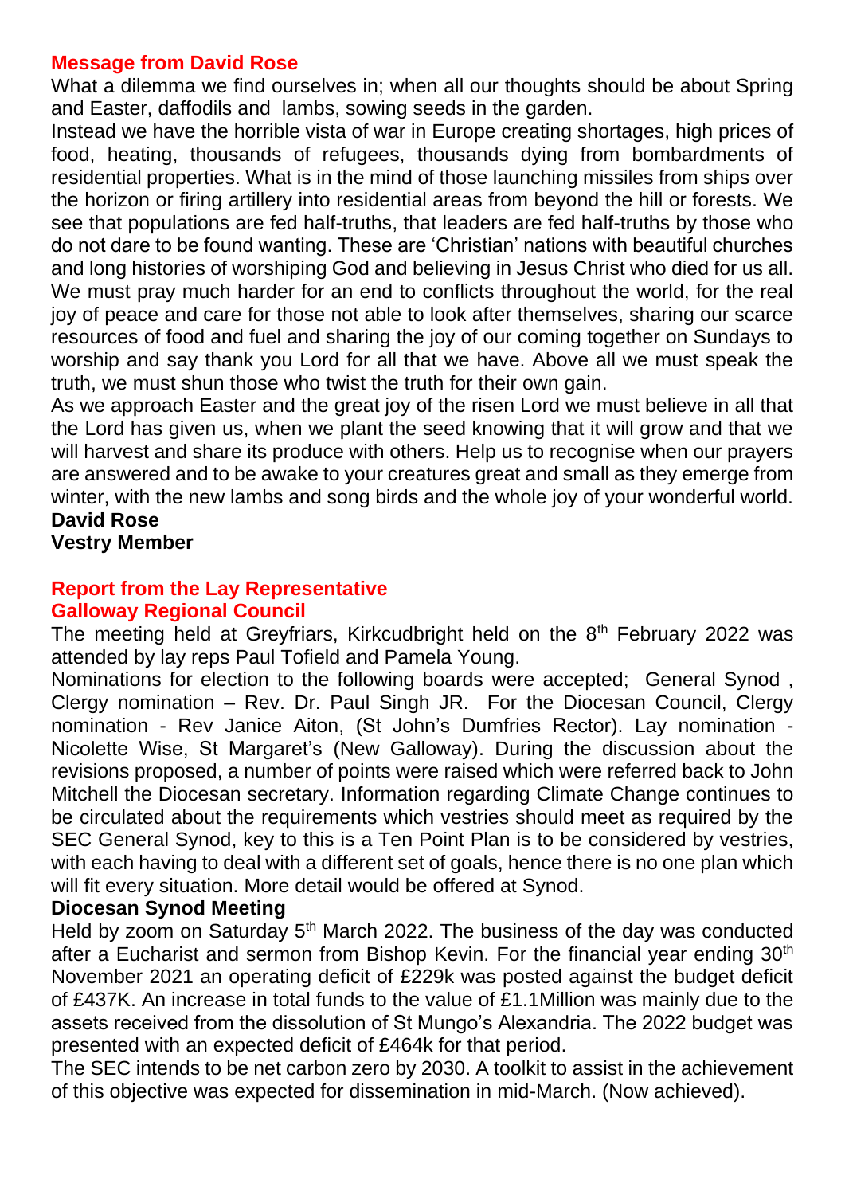## Message from David Rose

What a dilemma we find ourselves in; when all our thoughts should be about Spring and Easter, daffodils and lambs, sowing seeds in the garden.

Instead we have the horrible vista of war in Europe creating shortages, high prices of food, heating, thousands of refugees, thousands dying from bombardments of residential properties. What is in the mind of those launching missiles from ships over the horizon or firing artillery into residential areas from beyond the hill or forests. We see that populations are fed half-truths, that leaders are fed half-truths by those who do not dare to be found wanting. These are 'Christian' nations with beautiful churches and long histories of worshiping God and believing in Jesus Christ who died for us all. We must pray much harder for an end to conflicts throughout the world, for the real joy of peace and care for those not able to look after themselves, sharing our scarce resources of food and fuel and sharing the joy of our coming together on Sundays to worship and say thank you Lord for all that we have. Above all we must speak the truth, we must shun those who twist the truth for their own gain.

As we approach Easter and the great joy of the risen Lord we must believe in all that the Lord has given us, when we plant the seed knowing that it will grow and that we will harvest and share its produce with others. Help us to recognise when our prayers are answered and to be awake to your creatures great and small as they emerge from winter, with the new lambs and song birds and the whole joy of your wonderful world.

**David Rose**
**Vestry Member**

## Report from the Lay Representative
## Galloway Regional Council

The meeting held at Greyfriars, Kirkcudbright held on the 8th February 2022 was attended by lay reps Paul Tofield and Pamela Young.

Nominations for election to the following boards were accepted; General Synod , Clergy nomination – Rev. Dr. Paul Singh JR. For the Diocesan Council, Clergy nomination - Rev Janice Aiton, (St John's Dumfries Rector). Lay nomination - Nicolette Wise, St Margaret's (New Galloway). During the discussion about the revisions proposed, a number of points were raised which were referred back to John Mitchell the Diocesan secretary. Information regarding Climate Change continues to be circulated about the requirements which vestries should meet as required by the SEC General Synod, key to this is a Ten Point Plan is to be considered by vestries, with each having to deal with a different set of goals, hence there is no one plan which will fit every situation. More detail would be offered at Synod.

**Diocesan Synod Meeting**

Held by zoom on Saturday 5th March 2022. The business of the day was conducted after a Eucharist and sermon from Bishop Kevin. For the financial year ending 30th November 2021 an operating deficit of £229k was posted against the budget deficit of £437K. An increase in total funds to the value of £1.1Million was mainly due to the assets received from the dissolution of St Mungo's Alexandria. The 2022 budget was presented with an expected deficit of £464k for that period.

The SEC intends to be net carbon zero by 2030. A toolkit to assist in the achievement of this objective was expected for dissemination in mid-March. (Now achieved).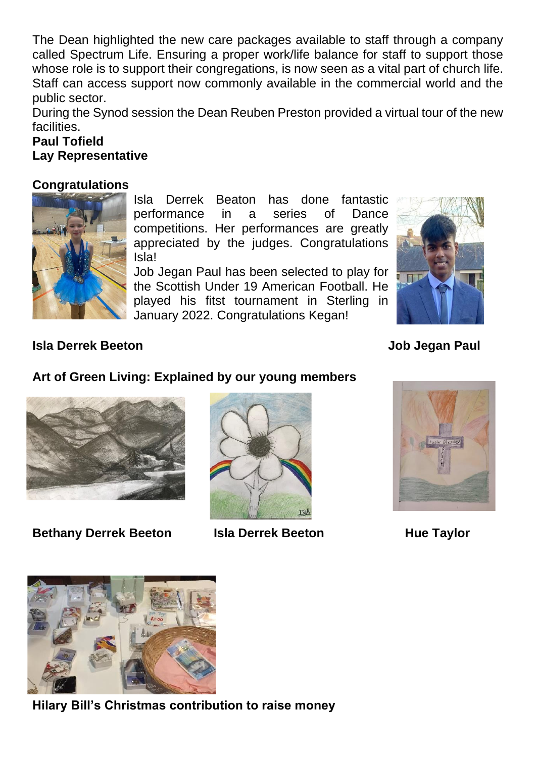The Dean highlighted the new care packages available to staff through a company called Spectrum Life. Ensuring a proper work/life balance for staff to support those whose role is to support their congregations, is now seen as a vital part of church life. Staff can access support now commonly available in the commercial world and the public sector.

During the Synod session the Dean Reuben Preston provided a virtual tour of the new facilities.

**Paul Tofield**
**Lay Representative**

**Congratulations**

Isla Derrek Beaton has done fantastic performance in a series of Dance competitions. Her performances are greatly appreciated by the judges. Congratulations Isla!

Job Jegan Paul has been selected to play for the Scottish Under 19 American Football. He played his fitst tournament in Sterling in January 2022. Congratulations Kegan!

**Isla Derrek Beeton**

**Job Jegan Paul**

**Art of Green Living: Explained by our young members**

**Bethany Derrek Beeton**

**Isla Derrek Beeton**

**Hue Taylor**

**Hilary Bill's Christmas contribution to raise money**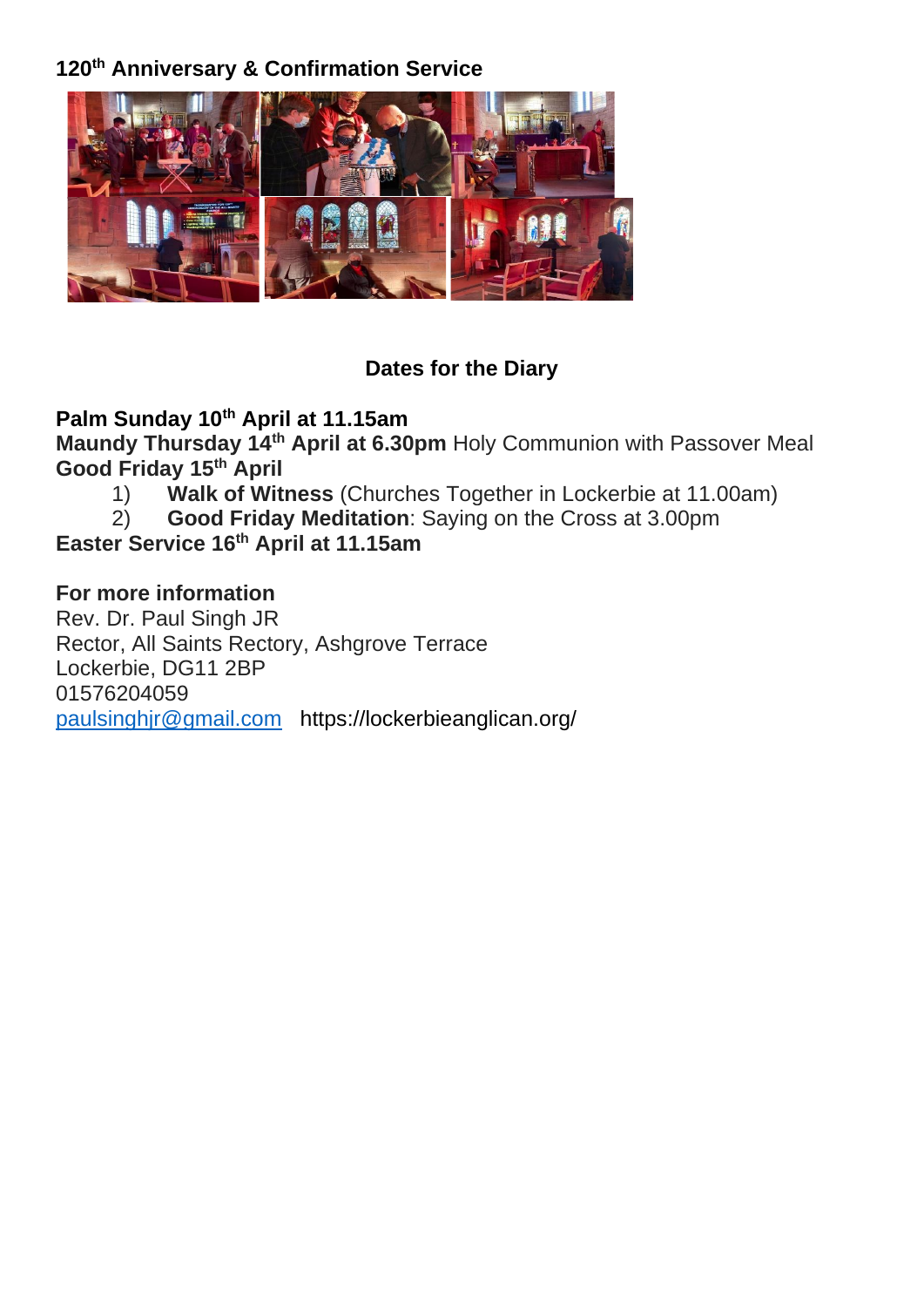**120th Anniversary & Confirmation Service**

**Dates for the Diary**

**Palm Sunday 10th April at 11.15am**
**Maundy Thursday 14th April at 6.30pm** Holy Communion with Passover Meal
**Good Friday 15th April**

1) **Walk of Witness** (Churches Together in Lockerbie at 11.00am)
2) **Good Friday Meditation**: Saying on the Cross at 3.00pm

**Easter Service 16th April at 11.15am**

**For more information**
Rev. Dr. Paul Singh JR
Rector, All Saints Rectory, Ashgrove Terrace
Lockerbie, DG11 2BP
01576204059
paulsinghjr@gmail.com https://lockerbieanglican.org/